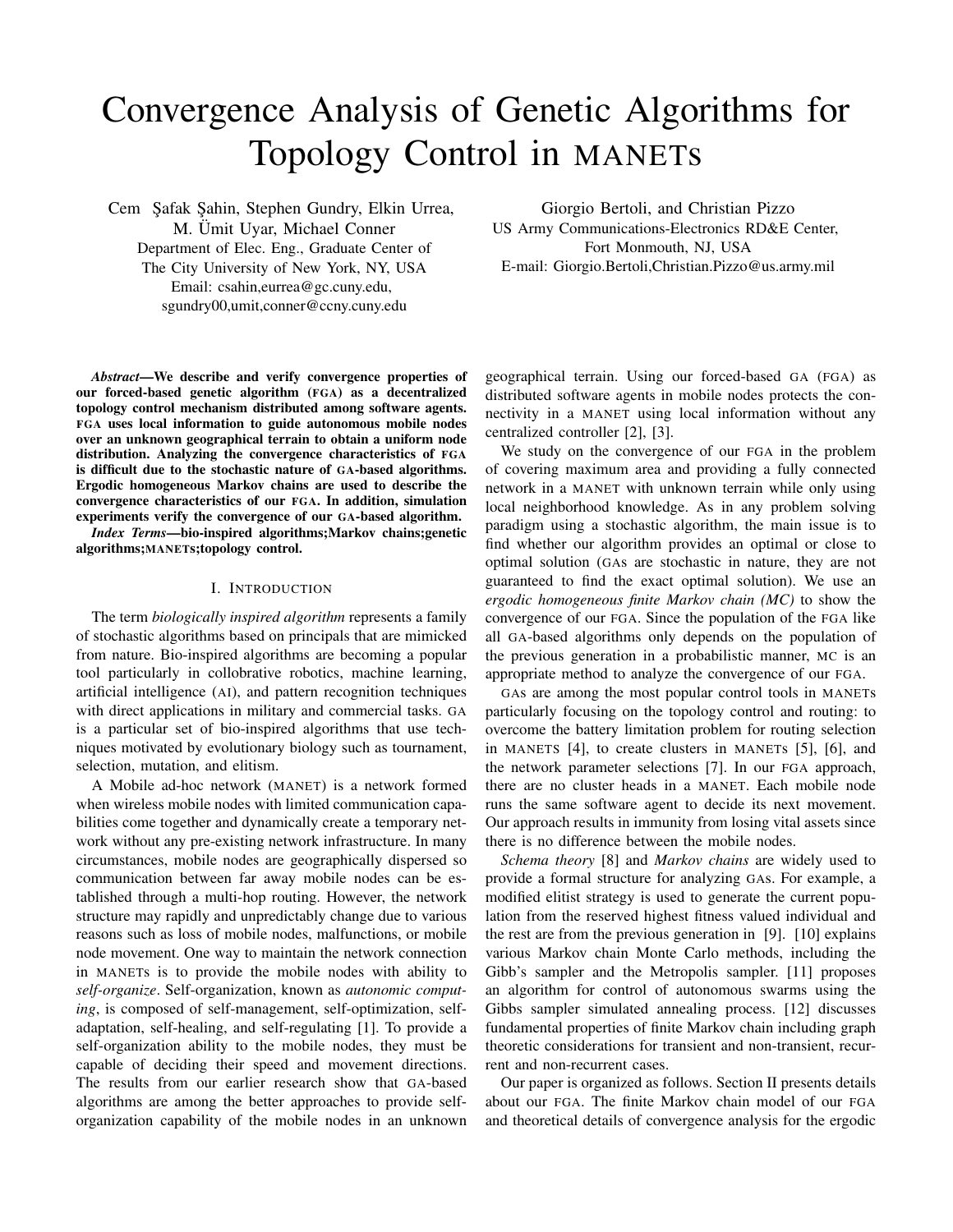# Convergence Analysis of Genetic Algorithms for Topology Control in MANETs

Cem Şafak Şahin, Stephen Gundry, Elkin Urrea, M. Ümit Uyar, Michael Conner
Department of Elec. Eng., Graduate Center of The City University of New York, NY, USA
Email: csahin,eurrea@gc.cuny.edu, sgundry00,umit,conner@ccny.cuny.edu

Giorgio Bertoli, and Christian Pizzo
US Army Communications-Electronics RD&E Center, Fort Monmouth, NJ, USA
E-mail: Giorgio.Bertoli,Christian.Pizzo@us.army.mil

***Abstract*—We describe and verify convergence properties of our forced-based genetic algorithm (FGA) as a decentralized topology control mechanism distributed among software agents. FGA uses local information to guide autonomous mobile nodes over an unknown geographical terrain to obtain a uniform node distribution. Analyzing the convergence characteristics of FGA is difficult due to the stochastic nature of GA-based algorithms. Ergodic homogeneous Markov chains are used to describe the convergence characteristics of our FGA. In addition, simulation experiments verify the convergence of our GA-based algorithm.**

***Index Terms*—bio-inspired algorithms;Markov chains;genetic algorithms;MANETs;topology control.**

## I. Introduction

The term *biologically inspired algorithm* represents a family of stochastic algorithms based on principals that are mimicked from nature. Bio-inspired algorithms are becoming a popular tool particularly in collobrative robotics, machine learning, artificial intelligence (AI), and pattern recognition techniques with direct applications in military and commercial tasks. GA is a particular set of bio-inspired algorithms that use techniques motivated by evolutionary biology such as tournament, selection, mutation, and elitism.

A Mobile ad-hoc network (MANET) is a network formed when wireless mobile nodes with limited communication capabilities come together and dynamically create a temporary network without any pre-existing network infrastructure. In many circumstances, mobile nodes are geographically dispersed so communication between far away mobile nodes can be established through a multi-hop routing. However, the network structure may rapidly and unpredictably change due to various reasons such as loss of mobile nodes, malfunctions, or mobile node movement. One way to maintain the network connection in MANETs is to provide the mobile nodes with ability to *self-organize*. Self-organization, known as *autonomic computing*, is composed of self-management, self-optimization, self-adaptation, self-healing, and self-regulating [1]. To provide a self-organization ability to the mobile nodes, they must be capable of deciding their speed and movement directions. The results from our earlier research show that GA-based algorithms are among the better approaches to provide self-organization capability of the mobile nodes in an unknown geographical terrain. Using our forced-based GA (FGA) as distributed software agents in mobile nodes protects the connectivity in a MANET using local information without any centralized controller [2], [3].

We study on the convergence of our FGA in the problem of covering maximum area and providing a fully connected network in a MANET with unknown terrain while only using local neighborhood knowledge. As in any problem solving paradigm using a stochastic algorithm, the main issue is to find whether our algorithm provides an optimal or close to optimal solution (GAs are stochastic in nature, they are not guaranteed to find the exact optimal solution). We use an *ergodic homogeneous finite Markov chain (MC)* to show the convergence of our FGA. Since the population of the FGA like all GA-based algorithms only depends on the population of the previous generation in a probabilistic manner, MC is an appropriate method to analyze the convergence of our FGA.

GAs are among the most popular control tools in MANETs particularly focusing on the topology control and routing: to overcome the battery limitation problem for routing selection in MANETS [4], to create clusters in MANETs [5], [6], and the network parameter selections [7]. In our FGA approach, there are no cluster heads in a MANET. Each mobile node runs the same software agent to decide its next movement. Our approach results in immunity from losing vital assets since there is no difference between the mobile nodes.

*Schema theory* [8] and *Markov chains* are widely used to provide a formal structure for analyzing GAs. For example, a modified elitist strategy is used to generate the current population from the reserved highest fitness valued individual and the rest are from the previous generation in [9]. [10] explains various Markov chain Monte Carlo methods, including the Gibb's sampler and the Metropolis sampler. [11] proposes an algorithm for control of autonomous swarms using the Gibbs sampler simulated annealing process. [12] discusses fundamental properties of finite Markov chain including graph theoretic considerations for transient and non-transient, recurrent and non-recurrent cases.

Our paper is organized as follows. Section II presents details about our FGA. The finite Markov chain model of our FGA and theoretical details of convergence analysis for the ergodic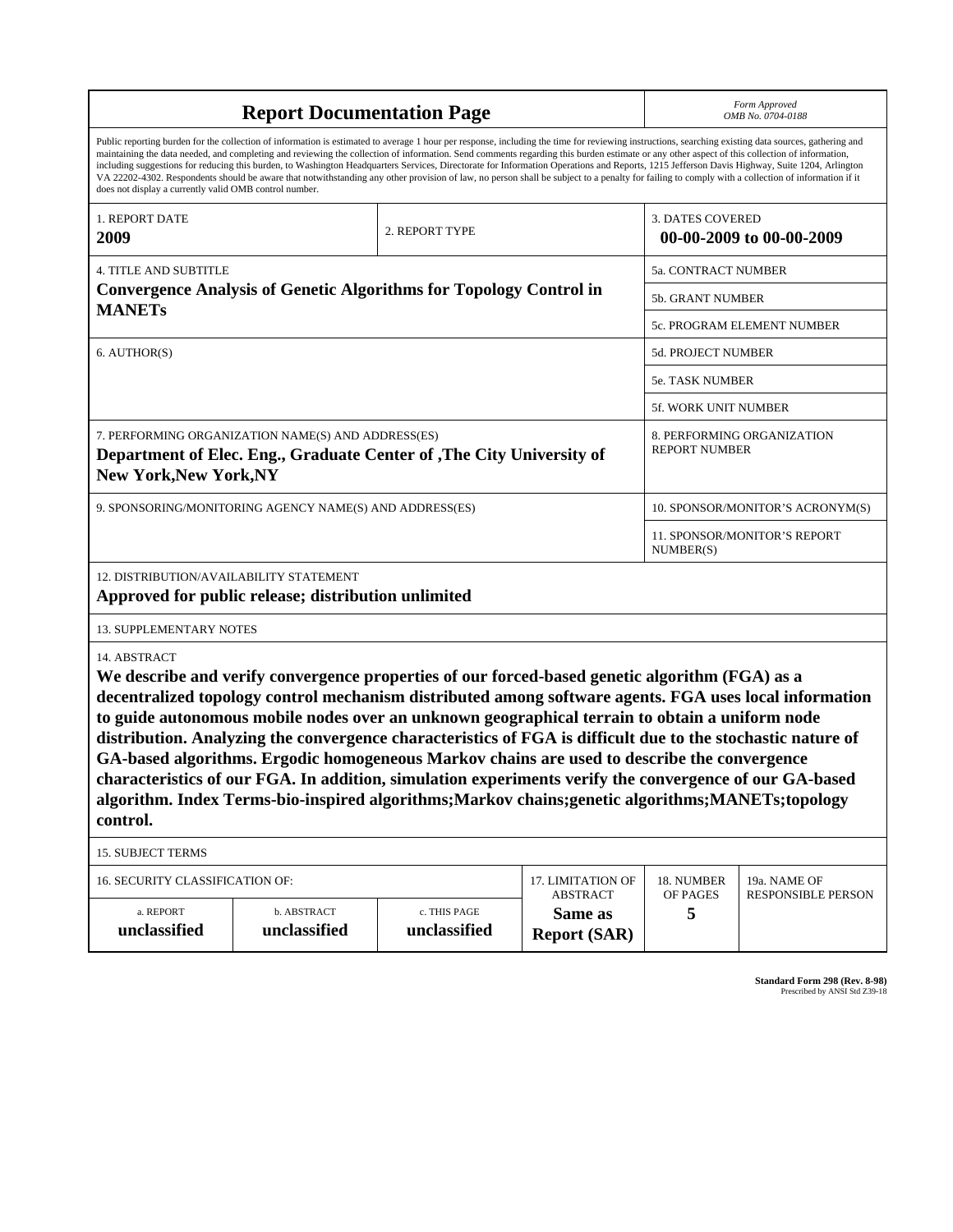# Report Documentation Page

*Form Approved*
*OMB No. 0704-0188*

Public reporting burden for the collection of information is estimated to average 1 hour per response, including the time for reviewing instructions, searching existing data sources, gathering and maintaining the data needed, and completing and reviewing the collection of information. Send comments regarding this burden estimate or any other aspect of this collection of information, including suggestions for reducing this burden, to Washington Headquarters Services, Directorate for Information Operations and Reports, 1215 Jefferson Davis Highway, Suite 1204, Arlington VA 22202-4302. Respondents should be aware that notwithstanding any other provision of law, no person shall be subject to a penalty for failing to comply with a collection of information if it does not display a currently valid OMB control number.

| 1. REPORT DATE | 2. REPORT TYPE | 3. DATES COVERED |
|---|---|---|
| **2009** | | **00-00-2009 to 00-00-2009** |

| 4. TITLE AND SUBTITLE | |
|---|---|
| **Convergence Analysis of Genetic Algorithms for Topology Control in MANETs** | 5a. CONTRACT NUMBER |
| | 5b. GRANT NUMBER |
| | 5c. PROGRAM ELEMENT NUMBER |
| 6. AUTHOR(S) | 5d. PROJECT NUMBER |
| | 5e. TASK NUMBER |
| | 5f. WORK UNIT NUMBER |
| 7. PERFORMING ORGANIZATION NAME(S) AND ADDRESS(ES) **Department of Elec. Eng., Graduate Center of ,The City University of New York,New York,NY** | 8. PERFORMING ORGANIZATION REPORT NUMBER |
| 9. SPONSORING/MONITORING AGENCY NAME(S) AND ADDRESS(ES) | 10. SPONSOR/MONITOR'S ACRONYM(S) |
| | 11. SPONSOR/MONITOR'S REPORT NUMBER(S) |

12. DISTRIBUTION/AVAILABILITY STATEMENT

**Approved for public release; distribution unlimited**

13. SUPPLEMENTARY NOTES

14. ABSTRACT

**We describe and verify convergence properties of our forced-based genetic algorithm (FGA) as a decentralized topology control mechanism distributed among software agents. FGA uses local information to guide autonomous mobile nodes over an unknown geographical terrain to obtain a uniform node distribution. Analyzing the convergence characteristics of FGA is difficult due to the stochastic nature of GA-based algorithms. Ergodic homogeneous Markov chains are used to describe the convergence characteristics of our FGA. In addition, simulation experiments verify the convergence of our GA-based algorithm. Index Terms-bio-inspired algorithms;Markov chains;genetic algorithms;MANETs;topology control.**

15. SUBJECT TERMS

| 16. SECURITY CLASSIFICATION OF: | | | 17. LIMITATION OF ABSTRACT | 18. NUMBER OF PAGES | 19a. NAME OF RESPONSIBLE PERSON |
|---|---|---|---|---|---|
| a. REPORT | b. ABSTRACT | c. THIS PAGE | | | |
| **unclassified** | **unclassified** | **unclassified** | **Same as Report (SAR)** | **5** | |

Standard Form 298 (Rev. 8-98)
Prescribed by ANSI Std Z39-18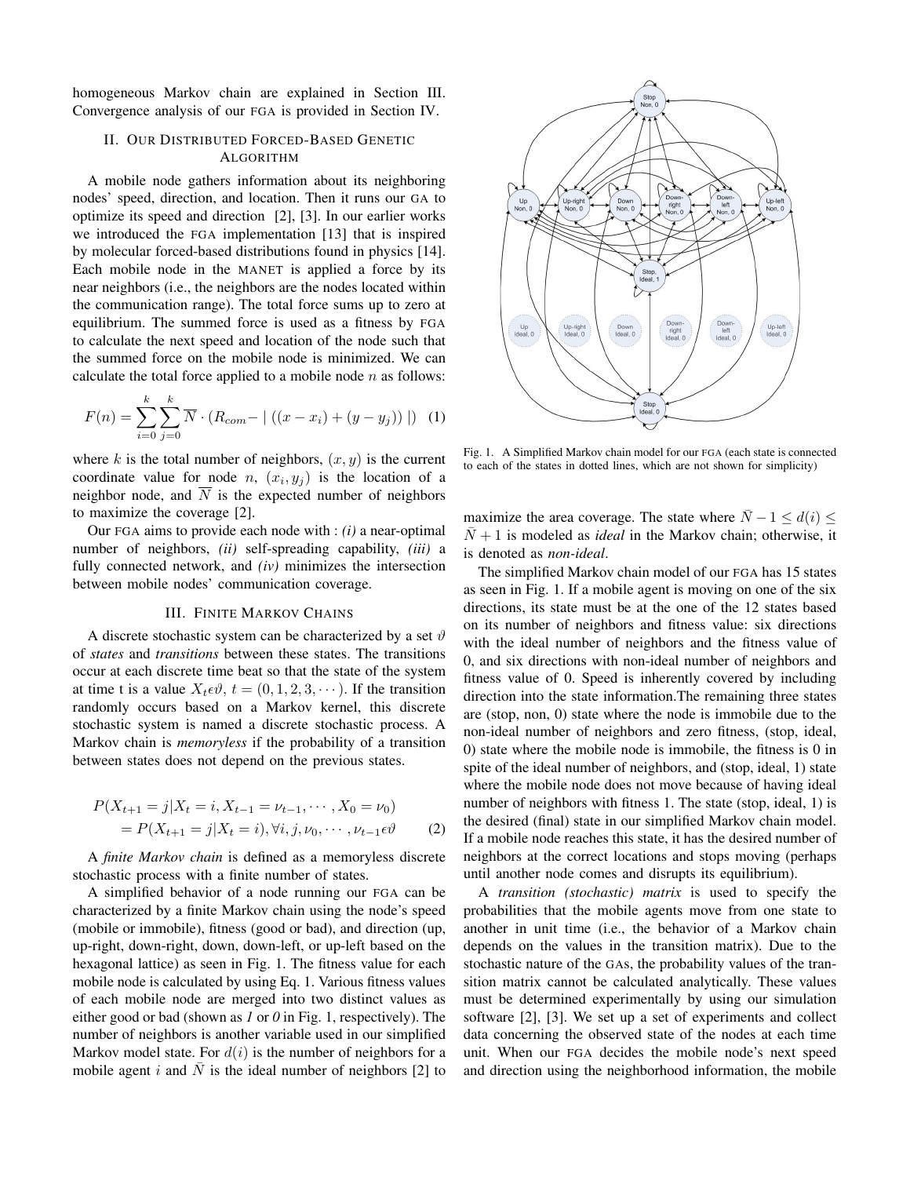homogeneous Markov chain are explained in Section III. Convergence analysis of our FGA is provided in Section IV.

## II. Our Distributed Forced-Based Genetic Algorithm

A mobile node gathers information about its neighboring nodes' speed, direction, and location. Then it runs our GA to optimize its speed and direction [2], [3]. In our earlier works we introduced the FGA implementation [13] that is inspired by molecular forced-based distributions found in physics [14]. Each mobile node in the MANET is applied a force by its near neighbors (i.e., the neighbors are the nodes located within the communication range). The total force sums up to zero at equilibrium. The summed force is used as a fitness by FGA to calculate the next speed and location of the node such that the summed force on the mobile node is minimized. We can calculate the total force applied to a mobile node $n$ as follows:

$$F(n) = \sum_{i=0}^{k} \sum_{j=0}^{k} \overline{N} \cdot (R_{com} - \mid ((x - x_i) + (y - y_j)) \mid) \quad (1)$$

where $k$ is the total number of neighbors, $(x, y)$ is the current coordinate value for node $n$, $(x_i, y_j)$ is the location of a neighbor node, and $\overline{N}$ is the expected number of neighbors to maximize the coverage [2].

Our FGA aims to provide each node with : *(i)* a near-optimal number of neighbors, *(ii)* self-spreading capability, *(iii)* a fully connected network, and *(iv)* minimizes the intersection between mobile nodes' communication coverage.

## III. Finite Markov Chains

A discrete stochastic system can be characterized by a set $\vartheta$ of *states* and *transitions* between these states. The transitions occur at each discrete time beat so that the state of the system at time t is a value $X_t \epsilon \vartheta$, $t = (0, 1, 2, 3, \cdots)$. If the transition randomly occurs based on a Markov kernel, this discrete stochastic system is named a discrete stochastic process. A Markov chain is *memoryless* if the probability of a transition between states does not depend on the previous states.

$$\begin{aligned} &P(X_{t+1} = j | X_t = i, X_{t-1} = \nu_{t-1}, \cdots, X_0 = \nu_0) \\ &= P(X_{t+1} = j | X_t = i), \forall i, j, \nu_0, \cdots, \nu_{t-1} \epsilon \vartheta \end{aligned} \quad (2)$$

A *finite Markov chain* is defined as a memoryless discrete stochastic process with a finite number of states.

A simplified behavior of a node running our FGA can be characterized by a finite Markov chain using the node's speed (mobile or immobile), fitness (good or bad), and direction (up, up-right, down-right, down, down-left, or up-left based on the hexagonal lattice) as seen in Fig. 1. The fitness value for each mobile node is calculated by using Eq. 1. Various fitness values of each mobile node are merged into two distinct values as either good or bad (shown as *1* or *0* in Fig. 1, respectively). The number of neighbors is another variable used in our simplified Markov model state. For $d(i)$ is the number of neighbors for a mobile agent $i$ and $\bar{N}$ is the ideal number of neighbors [2] to maximize the area coverage. The state where $\bar{N} - 1 \leq d(i) \leq \bar{N} + 1$ is modeled as *ideal* in the Markov chain; otherwise, it is denoted as *non-ideal*.

Fig. 1. A Simplified Markov chain model for our FGA (each state is connected to each of the states in dotted lines, which are not shown for simplicity)

The simplified Markov chain model of our FGA has 15 states as seen in Fig. 1. If a mobile agent is moving on one of the six directions, its state must be at the one of the 12 states based on its number of neighbors and fitness value: six directions with the ideal number of neighbors and the fitness value of 0, and six directions with non-ideal number of neighbors and fitness value of 0. Speed is inherently covered by including direction into the state information.The remaining three states are (stop, non, 0) state where the node is immobile due to the non-ideal number of neighbors and zero fitness, (stop, ideal, 0) state where the mobile node is immobile, the fitness is 0 in spite of the ideal number of neighbors, and (stop, ideal, 1) state where the mobile node does not move because of having ideal number of neighbors with fitness 1. The state (stop, ideal, 1) is the desired (final) state in our simplified Markov chain model. If a mobile node reaches this state, it has the desired number of neighbors at the correct locations and stops moving (perhaps until another node comes and disrupts its equilibrium).

A *transition (stochastic) matrix* is used to specify the probabilities that the mobile agents move from one state to another in unit time (i.e., the behavior of a Markov chain depends on the values in the transition matrix). Due to the stochastic nature of the GAs, the probability values of the transition matrix cannot be calculated analytically. These values must be determined experimentally by using our simulation software [2], [3]. We set up a set of experiments and collect data concerning the observed state of the nodes at each time unit. When our FGA decides the mobile node's next speed and direction using the neighborhood information, the mobile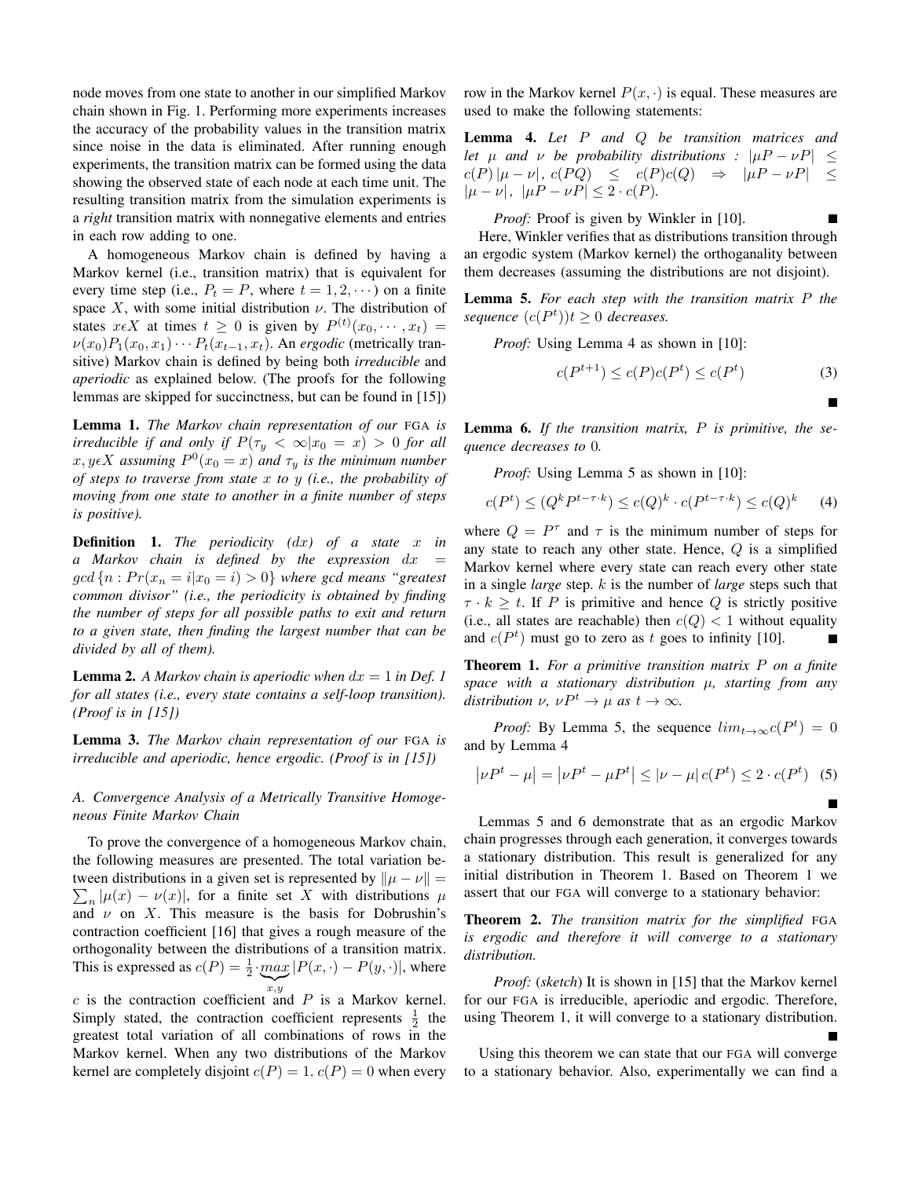node moves from one state to another in our simplified Markov chain shown in Fig. 1. Performing more experiments increases the accuracy of the probability values in the transition matrix since noise in the data is eliminated. After running enough experiments, the transition matrix can be formed using the data showing the observed state of each node at each time unit. The resulting transition matrix from the simulation experiments is a *right* transition matrix with nonnegative elements and entries in each row adding to one.

A homogeneous Markov chain is defined by having a Markov kernel (i.e., transition matrix) that is equivalent for every time step (i.e., $P_t = P$, where $t = 1, 2, \cdots$) on a finite space $X$, with some initial distribution $\nu$. The distribution of states $x \epsilon X$ at times $t \geq 0$ is given by $P^{(t)}(x_0, \cdots, x_t) = \nu(x_0)P_1(x_0, x_1) \cdots P_t(x_{t-1}, x_t)$. An *ergodic* (metrically transitive) Markov chain is defined by being both *irreducible* and *aperiodic* as explained below. (The proofs for the following lemmas are skipped for succinctness, but can be found in [15])

**Lemma 1.** *The Markov chain representation of our* FGA *is irreducible if and only if $P(\tau_y < \infty | x_0 = x) > 0$ for all $x, y \epsilon X$ assuming $P^0(x_0 = x)$ and $\tau_y$ is the minimum number of steps to traverse from state $x$ to $y$ (i.e., the probability of moving from one state to another in a finite number of steps is positive).*

**Definition 1.** *The periodicity ($dx$) of a state $x$ in a Markov chain is defined by the expression $dx = gcd\{n : Pr(x_n = i | x_0 = i) > 0\}$ where gcd means "greatest common divisor" (i.e., the periodicity is obtained by finding the number of steps for all possible paths to exit and return to a given state, then finding the largest number that can be divided by all of them).*

**Lemma 2.** *A Markov chain is aperiodic when $dx = 1$ in Def. 1 for all states (i.e., every state contains a self-loop transition). (Proof is in [15])*

**Lemma 3.** *The Markov chain representation of our* FGA *is irreducible and aperiodic, hence ergodic. (Proof is in [15])*

### A. Convergence Analysis of a Metrically Transitive Homogeneous Finite Markov Chain

To prove the convergence of a homogeneous Markov chain, the following measures are presented. The total variation between distributions in a given set is represented by $\|\mu - \nu\| = \sum_n |\mu(x) - \nu(x)|$, for a finite set $X$ with distributions $\mu$ and $\nu$ on $X$. This measure is the basis for Dobrushin's contraction coefficient [16] that gives a rough measure of the orthogonality between the distributions of a transition matrix. This is expressed as $c(P) = \frac{1}{2} \cdot \underbrace{max}_{x,y} |P(x, \cdot) - P(y, \cdot)|$, where $c$ is the contraction coefficient and $P$ is a Markov kernel. Simply stated, the contraction coefficient represents $\frac{1}{2}$ the greatest total variation of all combinations of rows in the Markov kernel. When any two distributions of the Markov kernel are completely disjoint $c(P) = 1$. $c(P) = 0$ when every row in the Markov kernel $P(x, \cdot)$ is equal. These measures are used to make the following statements:

**Lemma 4.** *Let $P$ and $Q$ be transition matrices and let $\mu$ and $\nu$ be probability distributions : $|\mu P - \nu P| \leq c(P) |\mu - \nu|$, $c(PQ) \leq c(P)c(Q) \Rightarrow |\mu P - \nu P| \leq |\mu - \nu|$, $|\mu P - \nu P| \leq 2 \cdot c(P)$.*

*Proof:* Proof is given by Winkler in [10]. ∎

Here, Winkler verifies that as distributions transition through an ergodic system (Markov kernel) the orthoganality between them decreases (assuming the distributions are not disjoint).

**Lemma 5.** *For each step with the transition matrix $P$ the sequence $(c(P^t))t \geq 0$ decreases.*

*Proof:* Using Lemma 4 as shown in [10]:

$$c(P^{t+1}) \leq c(P)c(P^t) \leq c(P^t) \tag{3}$$

∎

**Lemma 6.** *If the transition matrix, $P$ is primitive, the sequence decreases to 0.*

*Proof:* Using Lemma 5 as shown in [10]:

$$c(P^t) \leq (Q^k P^{t - \tau \cdot k}) \leq c(Q)^k \cdot c(P^{t - \tau \cdot k}) \leq c(Q)^k \tag{4}$$

where $Q = P^\tau$ and $\tau$ is the minimum number of steps for any state to reach any other state. Hence, $Q$ is a simplified Markov kernel where every state can reach every other state in a single *large* step. $k$ is the number of *large* steps such that $\tau \cdot k \geq t$. If $P$ is primitive and hence $Q$ is strictly positive (i.e., all states are reachable) then $c(Q) < 1$ without equality and $c(P^t)$ must go to zero as $t$ goes to infinity [10]. ∎

**Theorem 1.** *For a primitive transition matrix $P$ on a finite space with a stationary distribution $\mu$, starting from any distribution $\nu$, $\nu P^t \rightarrow \mu$ as $t \rightarrow \infty$.*

*Proof:* By Lemma 5, the sequence $lim_{t \rightarrow \infty} c(P^t) = 0$ and by Lemma 4

$$\left|\nu P^t - \mu\right| = \left|\nu P^t - \mu P^t\right| \leq |\nu - \mu| \, c(P^t) \leq 2 \cdot c(P^t) \tag{5}$$

∎

Lemmas 5 and 6 demonstrate that as an ergodic Markov chain progresses through each generation, it converges towards a stationary distribution. This result is generalized for any initial distribution in Theorem 1. Based on Theorem 1 we assert that our FGA will converge to a stationary behavior:

**Theorem 2.** *The transition matrix for the simplified* FGA *is ergodic and therefore it will converge to a stationary distribution.*

*Proof:* (*sketch*) It is shown in [15] that the Markov kernel for our FGA is irreducible, aperiodic and ergodic. Therefore, using Theorem 1, it will converge to a stationary distribution. ∎

Using this theorem we can state that our FGA will converge to a stationary behavior. Also, experimentally we can find a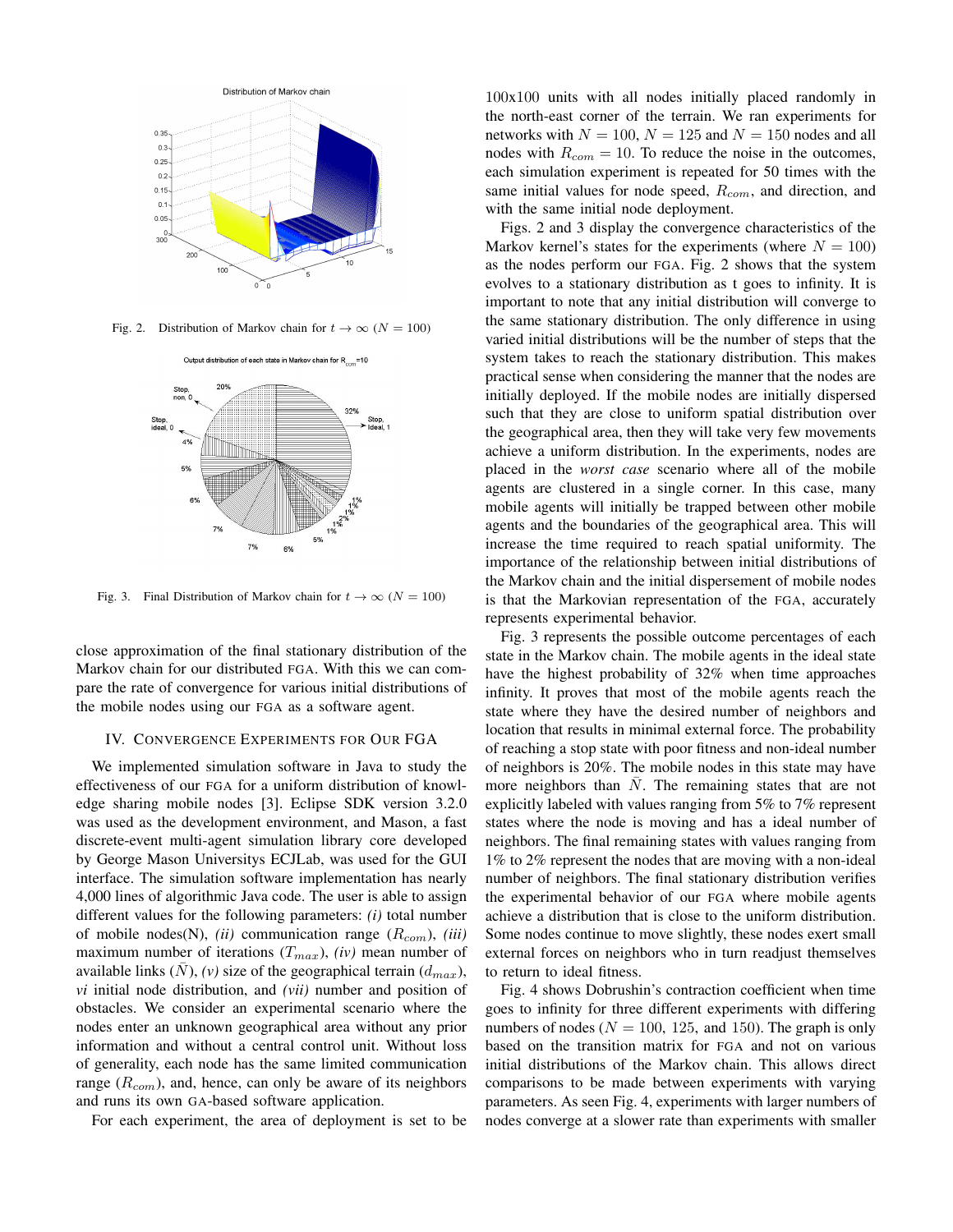Fig. 2. Distribution of Markov chain for $t \rightarrow \infty$ ($N = 100$)

Fig. 3. Final Distribution of Markov chain for $t \rightarrow \infty$ ($N = 100$)

close approximation of the final stationary distribution of the Markov chain for our distributed FGA. With this we can compare the rate of convergence for various initial distributions of the mobile nodes using our FGA as a software agent.

## IV. Convergence Experiments for Our FGA

We implemented simulation software in Java to study the effectiveness of our FGA for a uniform distribution of knowledge sharing mobile nodes [3]. Eclipse SDK version 3.2.0 was used as the development environment, and Mason, a fast discrete-event multi-agent simulation library core developed by George Mason Universitys ECJLab, was used for the GUI interface. The simulation software implementation has nearly 4,000 lines of algorithmic Java code. The user is able to assign different values for the following parameters: *(i)* total number of mobile nodes(N), *(ii)* communication range ($R_{com}$), *(iii)* maximum number of iterations ($T_{max}$), *(iv)* mean number of available links ($\bar{N}$), *(v)* size of the geographical terrain ($d_{max}$), *vi* initial node distribution, and *(vii)* number and position of obstacles. We consider an experimental scenario where the nodes enter an unknown geographical area without any prior information and without a central control unit. Without loss of generality, each node has the same limited communication range ($R_{com}$), and, hence, can only be aware of its neighbors and runs its own GA-based software application.

For each experiment, the area of deployment is set to be 100x100 units with all nodes initially placed randomly in the north-east corner of the terrain. We ran experiments for networks with $N = 100$, $N = 125$ and $N = 150$ nodes and all nodes with $R_{com} = 10$. To reduce the noise in the outcomes, each simulation experiment is repeated for 50 times with the same initial values for node speed, $R_{com}$, and direction, and with the same initial node deployment.

Figs. 2 and 3 display the convergence characteristics of the Markov kernel's states for the experiments (where $N = 100$) as the nodes perform our FGA. Fig. 2 shows that the system evolves to a stationary distribution as t goes to infinity. It is important to note that any initial distribution will converge to the same stationary distribution. The only difference in using varied initial distributions will be the number of steps that the system takes to reach the stationary distribution. This makes practical sense when considering the manner that the nodes are initially deployed. If the mobile nodes are initially dispersed such that they are close to uniform spatial distribution over the geographical area, then they will take very few movements achieve a uniform distribution. In the experiments, nodes are placed in the *worst case* scenario where all of the mobile agents are clustered in a single corner. In this case, many mobile agents will initially be trapped between other mobile agents and the boundaries of the geographical area. This will increase the time required to reach spatial uniformity. The importance of the relationship between initial distributions of the Markov chain and the initial dispersement of mobile nodes is that the Markovian representation of the FGA, accurately represents experimental behavior.

Fig. 3 represents the possible outcome percentages of each state in the Markov chain. The mobile agents in the ideal state have the highest probability of 32% when time approaches infinity. It proves that most of the mobile agents reach the state where they have the desired number of neighbors and location that results in minimal external force. The probability of reaching a stop state with poor fitness and non-ideal number of neighbors is 20%. The mobile nodes in this state may have more neighbors than $\bar{N}$. The remaining states that are not explicitly labeled with values ranging from 5% to 7% represent states where the node is moving and has a ideal number of neighbors. The final remaining states with values ranging from 1% to 2% represent the nodes that are moving with a non-ideal number of neighbors. The final stationary distribution verifies the experimental behavior of our FGA where mobile agents achieve a distribution that is close to the uniform distribution. Some nodes continue to move slightly, these nodes exert small external forces on neighbors who in turn readjust themselves to return to ideal fitness.

Fig. 4 shows Dobrushin's contraction coefficient when time goes to infinity for three different experiments with differing numbers of nodes ($N = 100$, 125, and 150). The graph is only based on the transition matrix for FGA and not on various initial distributions of the Markov chain. This allows direct comparisons to be made between experiments with varying parameters. As seen Fig. 4, experiments with larger numbers of nodes converge at a slower rate than experiments with smaller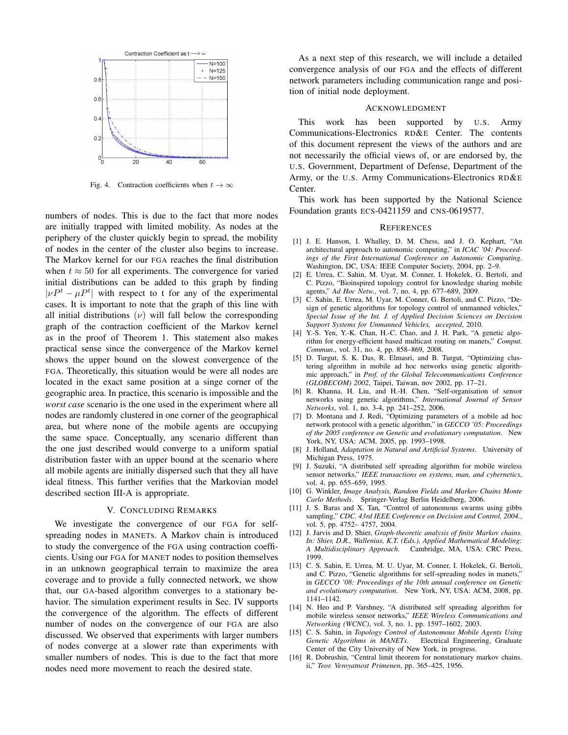Contraction Coefficient as t —> ∞

N=100
N=125
N=150

1
0.8
0.6
0.4
0.2
0
0
20
40
60

Fig. 4. Contraction coefficients when $t \to \infty$

numbers of nodes. This is due to the fact that more nodes are initially trapped with limited mobility. As nodes at the periphery of the cluster quickly begin to spread, the mobility of nodes in the center of the cluster also begins to increase. The Markov kernel for our FGA reaches the final distribution when $t \approx 50$ for all experiments. The convergence for varied initial distributions can be added to this graph by finding $|\nu P^t - \mu P^t|$ with respect to t for any of the experimental cases. It is important to note that the graph of this line with all initial distributions $(\nu)$ will fall below the corresponding graph of the contraction coefficient of the Markov kernel as in the proof of Theorem 1. This statement also makes practical sense since the convergence of the Markov kernel shows the upper bound on the slowest convergence of the FGA. Theoretically, this situation would be were all nodes are located in the exact same position at a singe corner of the geographic area. In practice, this scenario is impossible and the *worst case* scenario is the one used in the experiment where all nodes are randomly clustered in one corner of the geographical area, but where none of the mobile agents are occupying the same space. Conceptually, any scenario different than the one just described would converge to a uniform spatial distribution faster with an upper bound at the scenario where all mobile agents are initially dispersed such that they all have ideal fitness. This further verifies that the Markovian model described section III-A is appropriate.

## V. Concluding Remarks

We investigate the convergence of our FGA for self-spreading nodes in MANETs. A Markov chain is introduced to study the convergence of the FGA using contraction coefficients. Using our FGA for MANET nodes to position themselves in an unknown geographical terrain to maximize the area coverage and to provide a fully connected network, we show that, our GA-based algorithm converges to a stationary behavior. The simulation experiment results in Sec. IV supports the convergence of the algorithm. The effects of different number of nodes on the convergence of our FGA are also discussed. We observed that experiments with larger numbers of nodes converge at a slower rate than experiments with smaller numbers of nodes. This is due to the fact that more nodes need more movement to reach the desired state.

As a next step of this research, we will include a detailed convergence analysis of our FGA and the effects of different network parameters including communication range and position of initial node deployment.

## Acknowledgment

This work has been supported by U.S. Army Communications-Electronics RD&E Center. The contents of this document represent the views of the authors and are not necessarily the official views of, or are endorsed by, the U.S. Government, Department of Defense, Department of the Army, or the U.S. Army Communications-Electronics RD&E Center.

This work has been supported by the National Science Foundation grants ECS-0421159 and CNS-0619577.

## References

[1] J. E. Hanson, I. Whalley, D. M. Chess, and J. O. Kephart, "An architectural approach to autonomic computing," in *ICAC '04: Proceedings of the First International Conference on Autonomic Computing*. Washington, DC, USA: IEEE Computer Society, 2004, pp. 2–9.

[2] E. Urrea, C. Sahin, M. Uyar, M. Conner, I. Hokelek, G. Bertoli, and C. Pizzo, "Bioinspired topology control for knowledge sharing mobile agents," *Ad Hoc Netw.*, vol. 7, no. 4, pp. 677–689, 2009.

[3] C. Sahin, E. Urrea, M. Uyar, M. Conner, G. Bertoli, and C. Pizzo, "Design of genetic algorithms for topology control of unmanned vehicles," *Special Issue of the Int. J. of Applied Decision Sciences on Decision Support Systems for Unmanned Vehicles, accepted*, 2010.

[4] Y.-S. Yen, Y.-K. Chan, H.-C. Chao, and J. H. Park, "A genetic algorithm for energy-efficient based multicast routing on manets," *Comput. Commun.*, vol. 31, no. 4, pp. 858–869, 2008.

[5] D. Turgut, S. K. Das, R. Elmasri, and B. Turgut, "Optimizing clustering algorithm in mobile ad hoc networks using genetic algorithmic approach," in *Prof. of the Global Telecommunications Conference (GLOBECOM) 2002*, Taipei, Taiwan, nov 2002, pp. 17–21.

[6] R. Khanna, H. Liu, and H.-H. Chen, "Self-organisation of sensor networks using genetic algorithms," *International Journal of Sensor Networks*, vol. 1, no. 3-4, pp. 241–252, 2006.

[7] D. Montana and J. Redi, "Optimizing parameters of a mobile ad hoc network protocol with a genetic algorithm," in *GECCO '05: Proceedings of the 2005 conference on Genetic and evolutionary computation*. New York, NY, USA: ACM, 2005, pp. 1993–1998.

[8] J. Holland, *Adaptation in Natural and Artificial Systems*. University of Michigan Press, 1975.

[9] J. Suzuki, "A distributed self spreading algorithm for mobile wireless sensor networks," *IEEE transactions on systems, man, and cybernetics*, vol. 4, pp. 655–659, 1995.

[10] G. Winkler, *Image Analysis, Random Fields and Markov Chains Monte Carlo Methods*. Springer-Verlag Berlin Heidelberg, 2006.

[11] J. S. Baras and X. Tan, "Control of autonomous swarms using gibbs sampling," *CDC. 43rd IEEE Conference on Decision and Control, 2004.*, vol. 5, pp. 4752– 4757, 2004.

[12] J. Jarvis and D. Shier, *Graph-theoretic analysis of finite Markov chains. In: Shier, D.R., Wallenius, K.T. (Eds.), Applied Mathematical Modeling: A Multidisciplinary Approach*. Cambridge, MA, USA: CRC Press, 1999.

[13] C. S. Sahin, E. Urrea, M. U. Uyar, M. Conner, I. Hokelek, G. Bertoli, and C. Pizzo, "Genetic algorithms for self-spreading nodes in manets," in *GECCO '08: Proceedings of the 10th annual conference on Genetic and evolutionary computation*. New York, NY, USA: ACM, 2008, pp. 1141–1142.

[14] N. Heo and P. Varshney, "A distributed self spreading algorithm for mobile wireless sensor networks," *IEEE Wireless Communications and Networking (WCNC)*, vol. 3, no. 1, pp. 1597–1602, 2003.

[15] C. S. Sahin, in *Topology Control of Autonomous Mobile Agents Using Genetic Algorithms in MANETs*. Electrical Engineering, Graduate Center of the City University of New York, in progress.

[16] R. Dobrushin, "Central limit theorem for nonstationary markov chains. ii," *Teor. Veroyatnost Primenen*, pp. 365–425, 1956.